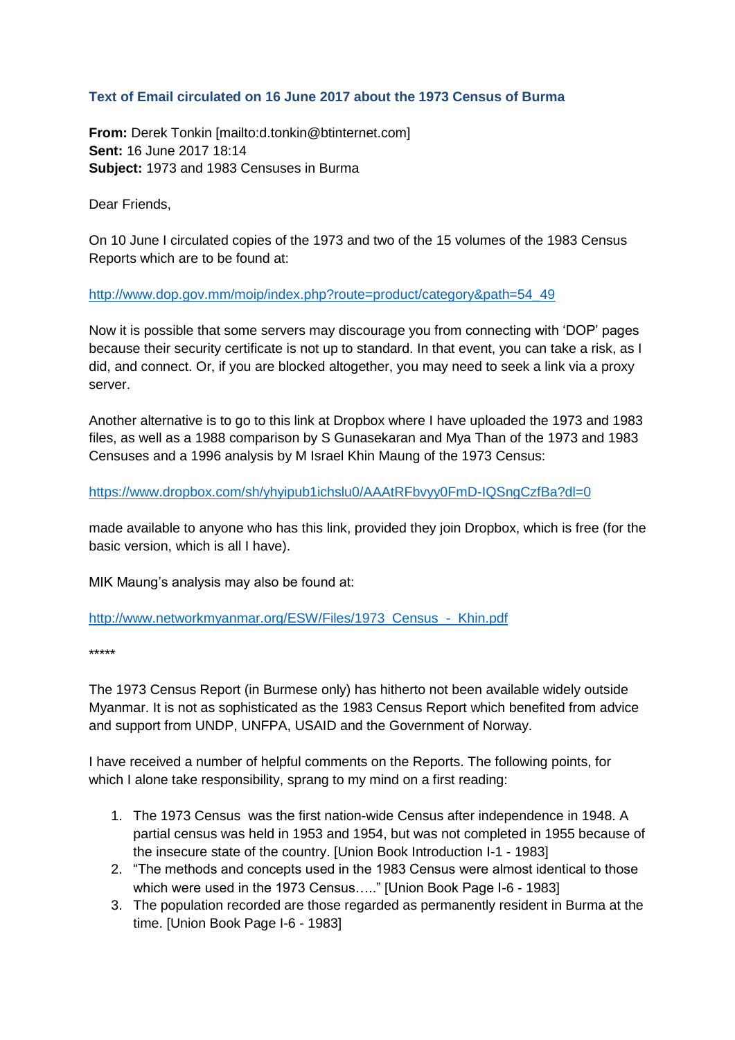### Text of Email circulated on 16 June 2017 about the 1973 Census of Burma

**From:** Derek Tonkin [mailto:d.tonkin@btinternet.com]
**Sent:** 16 June 2017 18:14
**Subject:** 1973 and 1983 Censuses in Burma

Dear Friends,

On 10 June I circulated copies of the 1973 and two of the 15 volumes of the 1983 Census Reports which are to be found at:

http://www.dop.gov.mm/moip/index.php?route=product/category&path=54_49

Now it is possible that some servers may discourage you from connecting with 'DOP' pages because their security certificate is not up to standard. In that event, you can take a risk, as I did, and connect. Or, if you are blocked altogether, you may need to seek a link via a proxy server.

Another alternative is to go to this link at Dropbox where I have uploaded the 1973 and 1983 files, as well as a 1988 comparison by S Gunasekaran and Mya Than of the 1973 and 1983 Censuses and a 1996 analysis by M Israel Khin Maung of the 1973 Census:

https://www.dropbox.com/sh/yhyipub1ichslu0/AAAtRFbvyy0FmD-IQSngCzfBa?dl=0

made available to anyone who has this link, provided they join Dropbox, which is free (for the basic version, which is all I have).

MIK Maung's analysis may also be found at:

http://www.networkmyanmar.org/ESW/Files/1973_Census_-_Khin.pdf

*****

The 1973 Census Report (in Burmese only) has hitherto not been available widely outside Myanmar. It is not as sophisticated as the 1983 Census Report which benefited from advice and support from UNDP, UNFPA, USAID and the Government of Norway.

I have received a number of helpful comments on the Reports. The following points, for which I alone take responsibility, sprang to my mind on a first reading:

1. The 1973 Census was the first nation-wide Census after independence in 1948. A partial census was held in 1953 and 1954, but was not completed in 1955 because of the insecure state of the country. [Union Book Introduction I-1 - 1983]
2. "The methods and concepts used in the 1983 Census were almost identical to those which were used in the 1973 Census….." [Union Book Page I-6 - 1983]
3. The population recorded are those regarded as permanently resident in Burma at the time. [Union Book Page I-6 - 1983]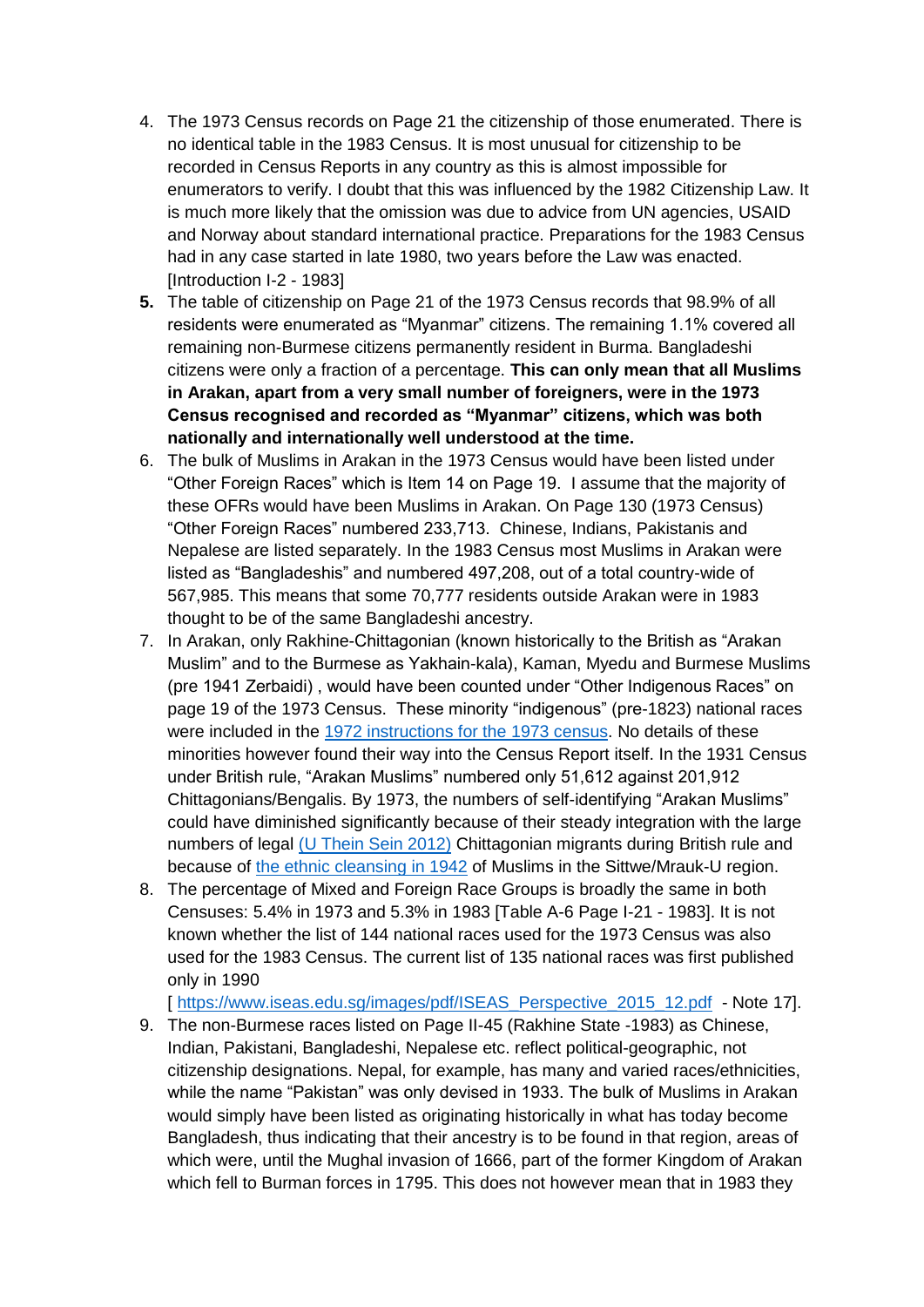4. The 1973 Census records on Page 21 the citizenship of those enumerated. There is no identical table in the 1983 Census. It is most unusual for citizenship to be recorded in Census Reports in any country as this is almost impossible for enumerators to verify. I doubt that this was influenced by the 1982 Citizenship Law. It is much more likely that the omission was due to advice from UN agencies, USAID and Norway about standard international practice. Preparations for the 1983 Census had in any case started in late 1980, two years before the Law was enacted. [Introduction I-2 - 1983]
5. The table of citizenship on Page 21 of the 1973 Census records that 98.9% of all residents were enumerated as "Myanmar" citizens. The remaining 1.1% covered all remaining non-Burmese citizens permanently resident in Burma. Bangladeshi citizens were only a fraction of a percentage. **This can only mean that all Muslims in Arakan, apart from a very small number of foreigners, were in the 1973 Census recognised and recorded as "Myanmar" citizens, which was both nationally and internationally well understood at the time.**
6. The bulk of Muslims in Arakan in the 1973 Census would have been listed under "Other Foreign Races" which is Item 14 on Page 19. I assume that the majority of these OFRs would have been Muslims in Arakan. On Page 130 (1973 Census) "Other Foreign Races" numbered 233,713. Chinese, Indians, Pakistanis and Nepalese are listed separately. In the 1983 Census most Muslims in Arakan were listed as "Bangladeshis" and numbered 497,208, out of a total country-wide of 567,985. This means that some 70,777 residents outside Arakan were in 1983 thought to be of the same Bangladeshi ancestry.
7. In Arakan, only Rakhine-Chittagonian (known historically to the British as "Arakan Muslim" and to the Burmese as Yakhain-kala), Kaman, Myedu and Burmese Muslims (pre 1941 Zerbaidi) , would have been counted under "Other Indigenous Races" on page 19 of the 1973 Census. These minority "indigenous" (pre-1823) national races were included in the [1972 instructions for the 1973 census](). No details of these minorities however found their way into the Census Report itself. In the 1931 Census under British rule, "Arakan Muslims" numbered only 51,612 against 201,912 Chittagonians/Bengalis. By 1973, the numbers of self-identifying "Arakan Muslims" could have diminished significantly because of their steady integration with the large numbers of legal [(U Thein Sein 2012)]() Chittagonian migrants during British rule and because of [the ethnic cleansing in 1942]() of Muslims in the Sittwe/Mrauk-U region.
8. The percentage of Mixed and Foreign Race Groups is broadly the same in both Censuses: 5.4% in 1973 and 5.3% in 1983 [Table A-6 Page I-21 - 1983]. It is not known whether the list of 144 national races used for the 1973 Census was also used for the 1983 Census. The current list of 135 national races was first published only in 1990 [ [https://www.iseas.edu.sg/images/pdf/ISEAS_Perspective_2015_12.pdf](https://www.iseas.edu.sg/images/pdf/ISEAS_Perspective_2015_12.pdf) - Note 17].
9. The non-Burmese races listed on Page II-45 (Rakhine State -1983) as Chinese, Indian, Pakistani, Bangladeshi, Nepalese etc. reflect political-geographic, not citizenship designations. Nepal, for example, has many and varied races/ethnicities, while the name "Pakistan" was only devised in 1933. The bulk of Muslims in Arakan would simply have been listed as originating historically in what has today become Bangladesh, thus indicating that their ancestry is to be found in that region, areas of which were, until the Mughal invasion of 1666, part of the former Kingdom of Arakan which fell to Burman forces in 1795. This does not however mean that in 1983 they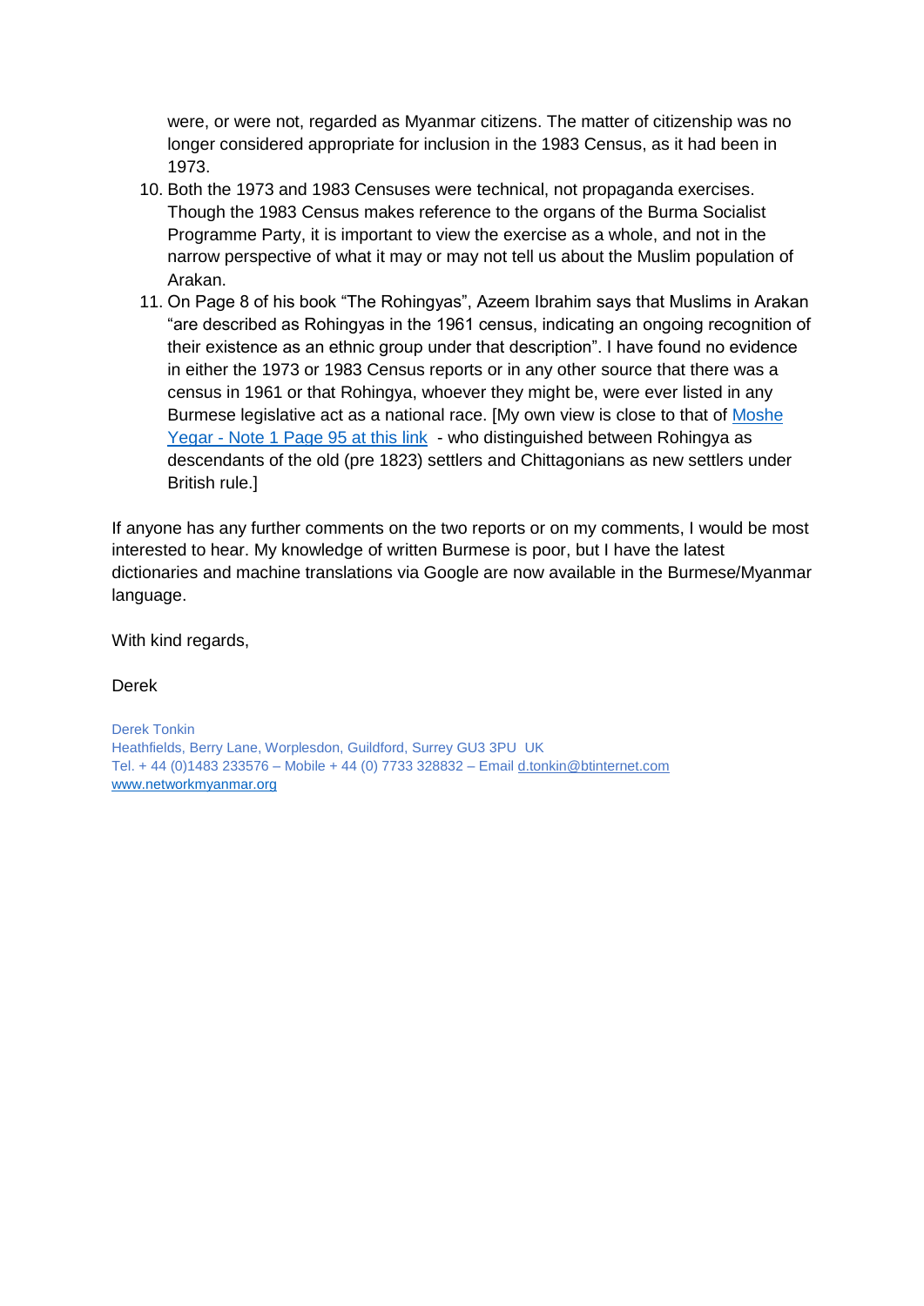were, or were not, regarded as Myanmar citizens. The matter of citizenship was no longer considered appropriate for inclusion in the 1983 Census, as it had been in 1973.

10. Both the 1973 and 1983 Censuses were technical, not propaganda exercises. Though the 1983 Census makes reference to the organs of the Burma Socialist Programme Party, it is important to view the exercise as a whole, and not in the narrow perspective of what it may or may not tell us about the Muslim population of Arakan.
11. On Page 8 of his book "The Rohingyas", Azeem Ibrahim says that Muslims in Arakan "are described as Rohingyas in the 1961 census, indicating an ongoing recognition of their existence as an ethnic group under that description". I have found no evidence in either the 1973 or 1983 Census reports or in any other source that there was a census in 1961 or that Rohingya, whoever they might be, were ever listed in any Burmese legislative act as a national race. [My own view is close to that of Moshe Yegar - Note 1 Page 95 at this link - who distinguished between Rohingya as descendants of the old (pre 1823) settlers and Chittagonians as new settlers under British rule.]

If anyone has any further comments on the two reports or on my comments, I would be most interested to hear. My knowledge of written Burmese is poor, but I have the latest dictionaries and machine translations via Google are now available in the Burmese/Myanmar language.

With kind regards,

Derek

Derek Tonkin
Heathfields, Berry Lane, Worplesdon, Guildford, Surrey GU3 3PU UK
Tel. + 44 (0)1483 233576 – Mobile + 44 (0) 7733 328832 – Email d.tonkin@btinternet.com
www.networkmyanmar.org